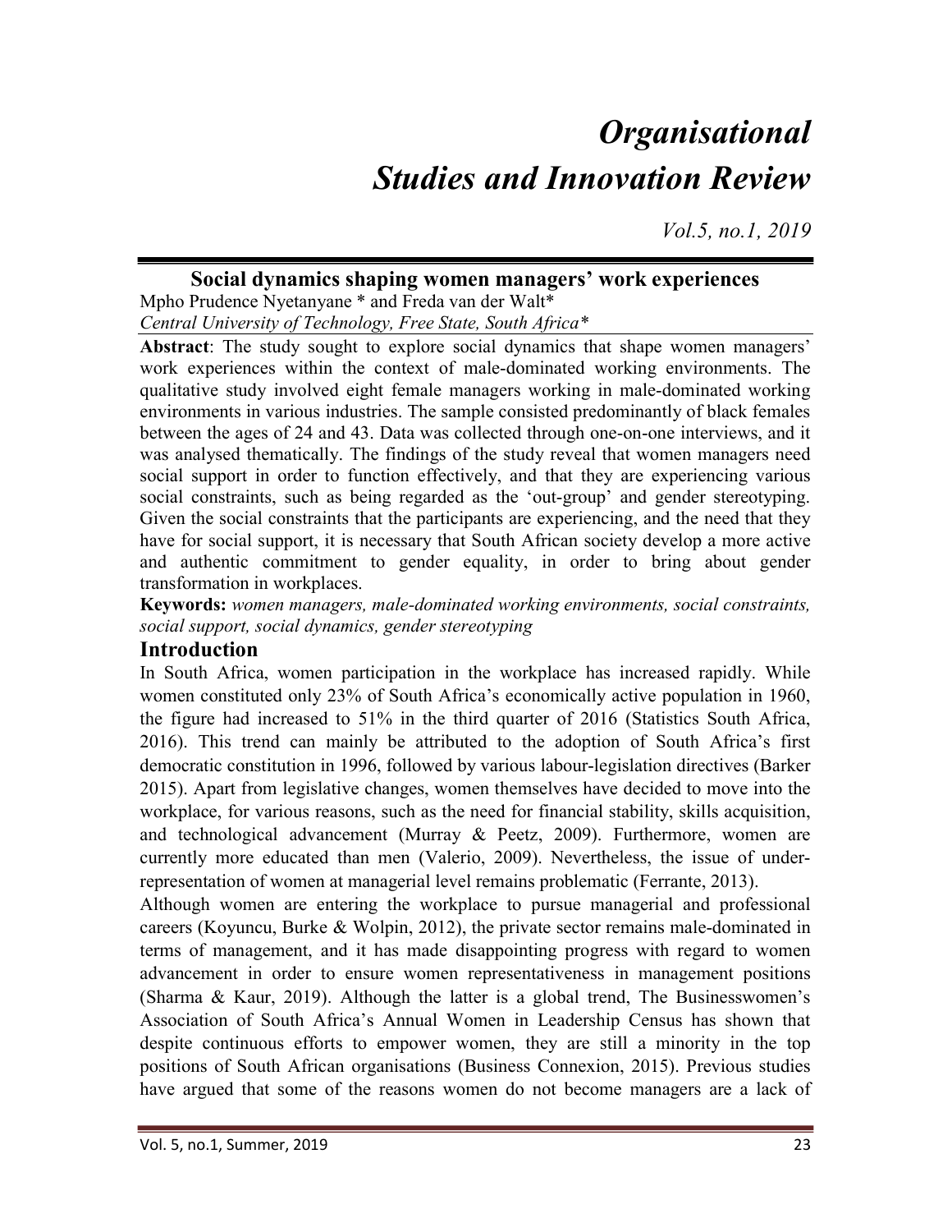# Organisational Studies and Innovation Review

*Vol.5, no.1, 2019*

## Social dynamics shaping women managers' work experiences

Mpho Prudence Nyetanyane * and Freda van der Walt*

*Central University of Technology, Free State, South Africa**

**Abstract**: The study sought to explore social dynamics that shape women managers' work experiences within the context of male-dominated working environments. The qualitative study involved eight female managers working in male-dominated working environments in various industries. The sample consisted predominantly of black females between the ages of 24 and 43. Data was collected through one-on-one interviews, and it was analysed thematically. The findings of the study reveal that women managers need social support in order to function effectively, and that they are experiencing various social constraints, such as being regarded as the 'out-group' and gender stereotyping. Given the social constraints that the participants are experiencing, and the need that they have for social support, it is necessary that South African society develop a more active and authentic commitment to gender equality, in order to bring about gender transformation in workplaces.

**Keywords:** *women managers, male-dominated working environments, social constraints, social support, social dynamics, gender stereotyping*

## Introduction

In South Africa, women participation in the workplace has increased rapidly. While women constituted only 23% of South Africa's economically active population in 1960, the figure had increased to 51% in the third quarter of 2016 (Statistics South Africa, 2016). This trend can mainly be attributed to the adoption of South Africa's first democratic constitution in 1996, followed by various labour-legislation directives (Barker 2015). Apart from legislative changes, women themselves have decided to move into the workplace, for various reasons, such as the need for financial stability, skills acquisition, and technological advancement (Murray & Peetz, 2009). Furthermore, women are currently more educated than men (Valerio, 2009). Nevertheless, the issue of under-representation of women at managerial level remains problematic (Ferrante, 2013).

Although women are entering the workplace to pursue managerial and professional careers (Koyuncu, Burke & Wolpin, 2012), the private sector remains male-dominated in terms of management, and it has made disappointing progress with regard to women advancement in order to ensure women representativeness in management positions (Sharma & Kaur, 2019). Although the latter is a global trend, The Businesswomen's Association of South Africa's Annual Women in Leadership Census has shown that despite continuous efforts to empower women, they are still a minority in the top positions of South African organisations (Business Connexion, 2015). Previous studies have argued that some of the reasons women do not become managers are a lack of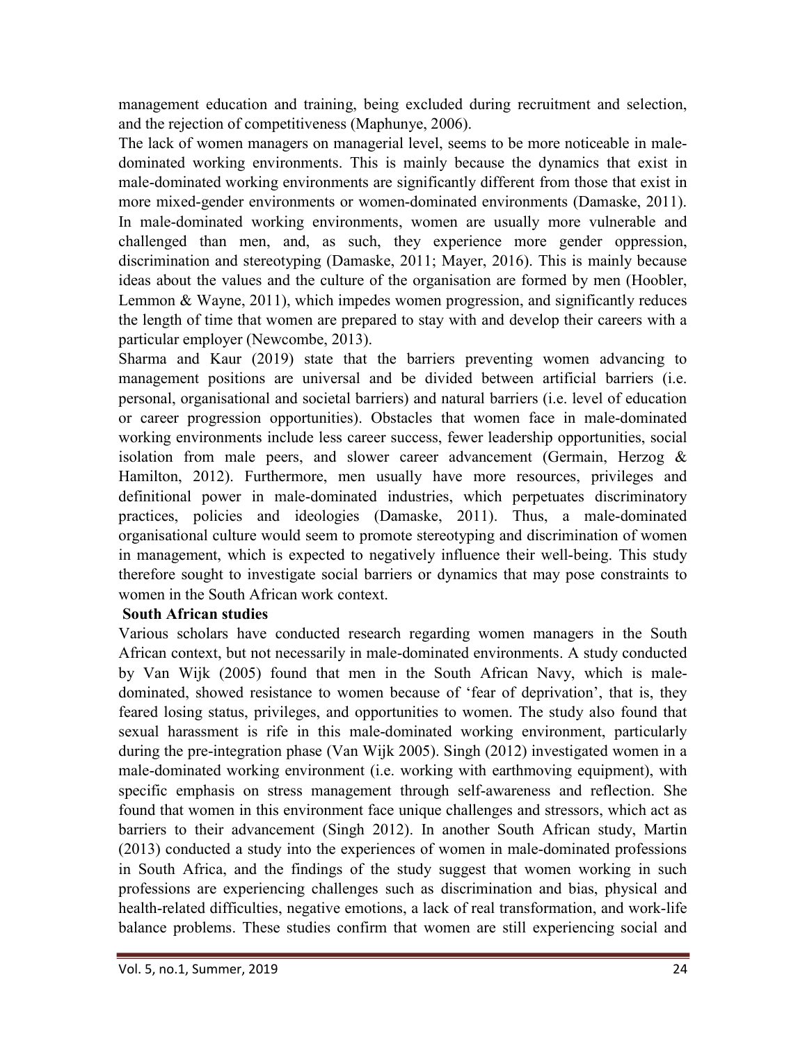management education and training, being excluded during recruitment and selection, and the rejection of competitiveness (Maphunye, 2006).

The lack of women managers on managerial level, seems to be more noticeable in male-dominated working environments. This is mainly because the dynamics that exist in male-dominated working environments are significantly different from those that exist in more mixed-gender environments or women-dominated environments (Damaske, 2011). In male-dominated working environments, women are usually more vulnerable and challenged than men, and, as such, they experience more gender oppression, discrimination and stereotyping (Damaske, 2011; Mayer, 2016). This is mainly because ideas about the values and the culture of the organisation are formed by men (Hoobler, Lemmon & Wayne, 2011), which impedes women progression, and significantly reduces the length of time that women are prepared to stay with and develop their careers with a particular employer (Newcombe, 2013).

Sharma and Kaur (2019) state that the barriers preventing women advancing to management positions are universal and be divided between artificial barriers (i.e. personal, organisational and societal barriers) and natural barriers (i.e. level of education or career progression opportunities). Obstacles that women face in male-dominated working environments include less career success, fewer leadership opportunities, social isolation from male peers, and slower career advancement (Germain, Herzog & Hamilton, 2012). Furthermore, men usually have more resources, privileges and definitional power in male-dominated industries, which perpetuates discriminatory practices, policies and ideologies (Damaske, 2011). Thus, a male-dominated organisational culture would seem to promote stereotyping and discrimination of women in management, which is expected to negatively influence their well-being. This study therefore sought to investigate social barriers or dynamics that may pose constraints to women in the South African work context.

**South African studies**

Various scholars have conducted research regarding women managers in the South African context, but not necessarily in male-dominated environments. A study conducted by Van Wijk (2005) found that men in the South African Navy, which is male-dominated, showed resistance to women because of 'fear of deprivation', that is, they feared losing status, privileges, and opportunities to women. The study also found that sexual harassment is rife in this male-dominated working environment, particularly during the pre-integration phase (Van Wijk 2005). Singh (2012) investigated women in a male-dominated working environment (i.e. working with earthmoving equipment), with specific emphasis on stress management through self-awareness and reflection. She found that women in this environment face unique challenges and stressors, which act as barriers to their advancement (Singh 2012). In another South African study, Martin (2013) conducted a study into the experiences of women in male-dominated professions in South Africa, and the findings of the study suggest that women working in such professions are experiencing challenges such as discrimination and bias, physical and health-related difficulties, negative emotions, a lack of real transformation, and work-life balance problems. These studies confirm that women are still experiencing social and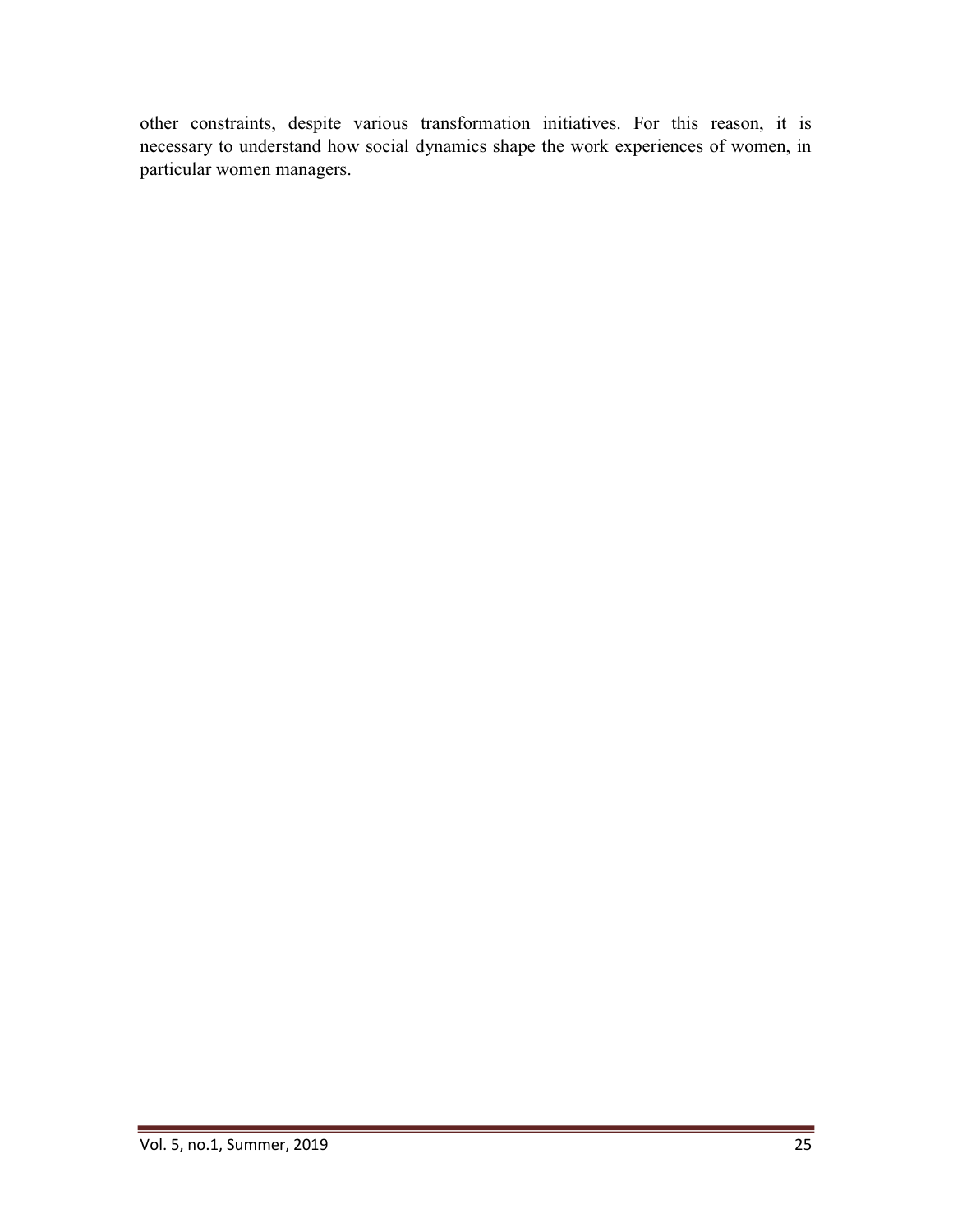other constraints, despite various transformation initiatives. For this reason, it is necessary to understand how social dynamics shape the work experiences of women, in particular women managers.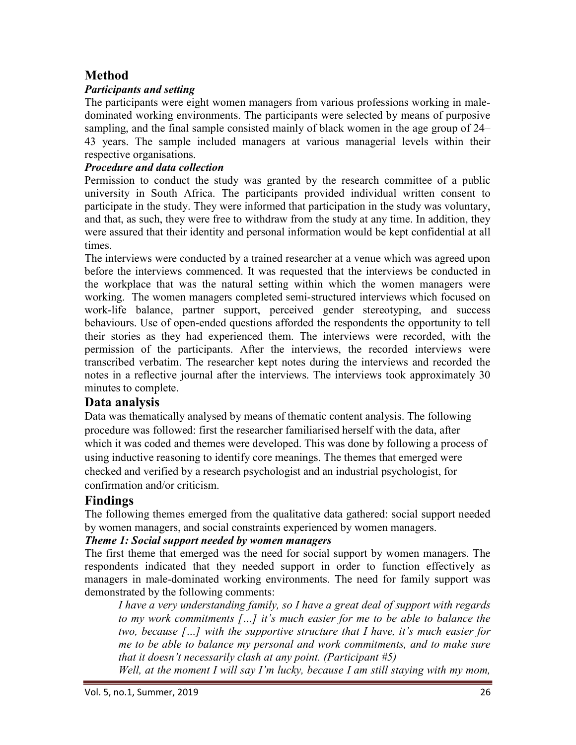# Method

### *Participants and setting*

The participants were eight women managers from various professions working in male-dominated working environments. The participants were selected by means of purposive sampling, and the final sample consisted mainly of black women in the age group of 24–43 years. The sample included managers at various managerial levels within their respective organisations.

### *Procedure and data collection*

Permission to conduct the study was granted by the research committee of a public university in South Africa. The participants provided individual written consent to participate in the study. They were informed that participation in the study was voluntary, and that, as such, they were free to withdraw from the study at any time. In addition, they were assured that their identity and personal information would be kept confidential at all times.

The interviews were conducted by a trained researcher at a venue which was agreed upon before the interviews commenced. It was requested that the interviews be conducted in the workplace that was the natural setting within which the women managers were working. The women managers completed semi-structured interviews which focused on work-life balance, partner support, perceived gender stereotyping, and success behaviours. Use of open-ended questions afforded the respondents the opportunity to tell their stories as they had experienced them. The interviews were recorded, with the permission of the participants. After the interviews, the recorded interviews were transcribed verbatim. The researcher kept notes during the interviews and recorded the notes in a reflective journal after the interviews. The interviews took approximately 30 minutes to complete.

# Data analysis

Data was thematically analysed by means of thematic content analysis. The following procedure was followed: first the researcher familiarised herself with the data, after which it was coded and themes were developed. This was done by following a process of using inductive reasoning to identify core meanings. The themes that emerged were checked and verified by a research psychologist and an industrial psychologist, for confirmation and/or criticism.

# Findings

The following themes emerged from the qualitative data gathered: social support needed by women managers, and social constraints experienced by women managers.

### *Theme 1: Social support needed by women managers*

The first theme that emerged was the need for social support by women managers. The respondents indicated that they needed support in order to function effectively as managers in male-dominated working environments. The need for family support was demonstrated by the following comments:

> *I have a very understanding family, so I have a great deal of support with regards to my work commitments […] it's much easier for me to be able to balance the two, because […] with the supportive structure that I have, it's much easier for me to be able to balance my personal and work commitments, and to make sure that it doesn't necessarily clash at any point. (Participant #5)*
>
> *Well, at the moment I will say I'm lucky, because I am still staying with my mom,*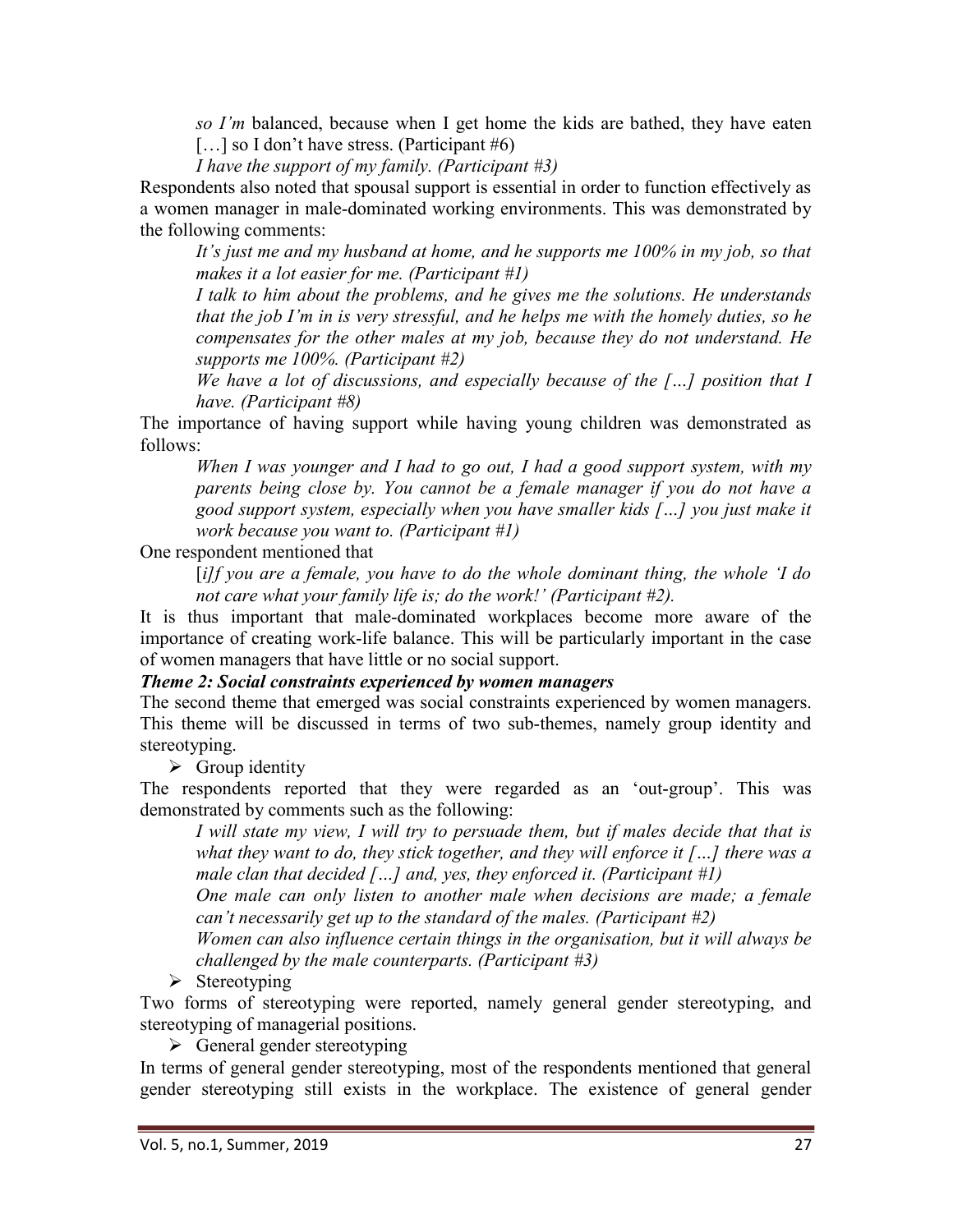*so I'm* balanced, because when I get home the kids are bathed, they have eaten […] so I don't have stress. (Participant #6)

*I have the support of my family. (Participant #3)*

Respondents also noted that spousal support is essential in order to function effectively as a women manager in male-dominated working environments. This was demonstrated by the following comments:

> *It's just me and my husband at home, and he supports me 100% in my job, so that makes it a lot easier for me. (Participant #1)*
>
> *I talk to him about the problems, and he gives me the solutions. He understands that the job I'm in is very stressful, and he helps me with the homely duties, so he compensates for the other males at my job, because they do not understand. He supports me 100%. (Participant #2)*
>
> *We have a lot of discussions, and especially because of the […] position that I have. (Participant #8)*

The importance of having support while having young children was demonstrated as follows:

> *When I was younger and I had to go out, I had a good support system, with my parents being close by. You cannot be a female manager if you do not have a good support system, especially when you have smaller kids […] you just make it work because you want to. (Participant #1)*

One respondent mentioned that

> [*i*]*f you are a female, you have to do the whole dominant thing, the whole 'I do not care what your family life is; do the work!' (Participant #2).*

It is thus important that male-dominated workplaces become more aware of the importance of creating work-life balance. This will be particularly important in the case of women managers that have little or no social support.

***Theme 2: Social constraints experienced by women managers***

The second theme that emerged was social constraints experienced by women managers. This theme will be discussed in terms of two sub-themes, namely group identity and stereotyping.

- Group identity

The respondents reported that they were regarded as an 'out-group'. This was demonstrated by comments such as the following:

> *I will state my view, I will try to persuade them, but if males decide that that is what they want to do, they stick together, and they will enforce it […] there was a male clan that decided […] and, yes, they enforced it. (Participant #1)*
>
> *One male can only listen to another male when decisions are made; a female can't necessarily get up to the standard of the males. (Participant #2)*
>
> *Women can also influence certain things in the organisation, but it will always be challenged by the male counterparts. (Participant #3)*

- Stereotyping

Two forms of stereotyping were reported, namely general gender stereotyping, and stereotyping of managerial positions.

- General gender stereotyping

In terms of general gender stereotyping, most of the respondents mentioned that general gender stereotyping still exists in the workplace. The existence of general gender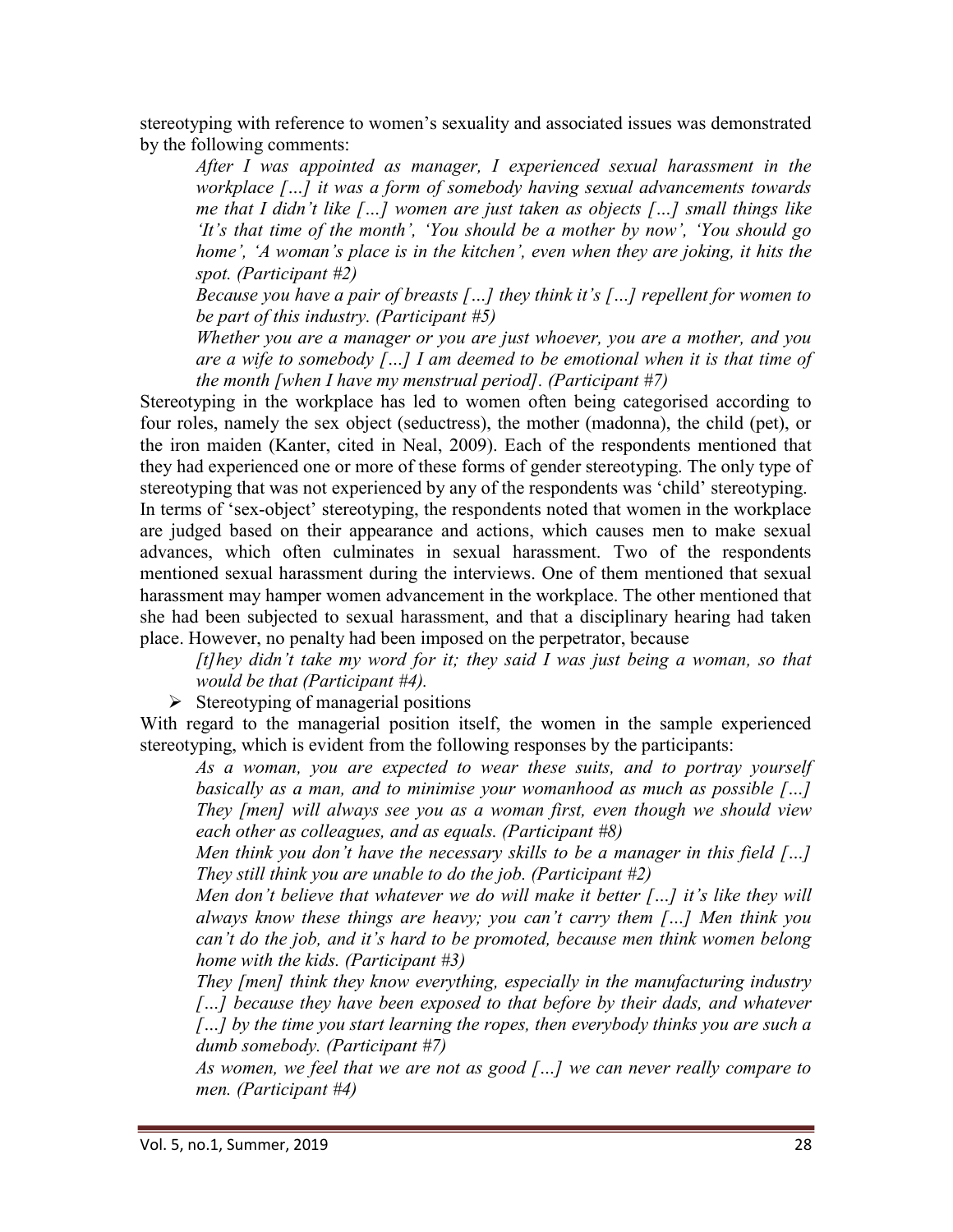stereotyping with reference to women's sexuality and associated issues was demonstrated by the following comments:

> *After I was appointed as manager, I experienced sexual harassment in the workplace […] it was a form of somebody having sexual advancements towards me that I didn't like […] women are just taken as objects […] small things like 'It's that time of the month', 'You should be a mother by now', 'You should go home', 'A woman's place is in the kitchen', even when they are joking, it hits the spot. (Participant #2)*
>
> *Because you have a pair of breasts […] they think it's […] repellent for women to be part of this industry. (Participant #5)*
>
> *Whether you are a manager or you are just whoever, you are a mother, and you are a wife to somebody […] I am deemed to be emotional when it is that time of the month [when I have my menstrual period]. (Participant #7)*

Stereotyping in the workplace has led to women often being categorised according to four roles, namely the sex object (seductress), the mother (madonna), the child (pet), or the iron maiden (Kanter, cited in Neal, 2009). Each of the respondents mentioned that they had experienced one or more of these forms of gender stereotyping. The only type of stereotyping that was not experienced by any of the respondents was 'child' stereotyping. In terms of 'sex-object' stereotyping, the respondents noted that women in the workplace are judged based on their appearance and actions, which causes men to make sexual advances, which often culminates in sexual harassment. Two of the respondents mentioned sexual harassment during the interviews. One of them mentioned that sexual harassment may hamper women advancement in the workplace. The other mentioned that she had been subjected to sexual harassment, and that a disciplinary hearing had taken place. However, no penalty had been imposed on the perpetrator, because

> *[t]hey didn't take my word for it; they said I was just being a woman, so that would be that (Participant #4).*

- Stereotyping of managerial positions

With regard to the managerial position itself, the women in the sample experienced stereotyping, which is evident from the following responses by the participants:

> *As a woman, you are expected to wear these suits, and to portray yourself basically as a man, and to minimise your womanhood as much as possible […] They [men] will always see you as a woman first, even though we should view each other as colleagues, and as equals. (Participant #8)*
>
> *Men think you don't have the necessary skills to be a manager in this field […] They still think you are unable to do the job. (Participant #2)*
>
> *Men don't believe that whatever we do will make it better […] it's like they will always know these things are heavy; you can't carry them […] Men think you can't do the job, and it's hard to be promoted, because men think women belong home with the kids. (Participant #3)*
>
> *They [men] think they know everything, especially in the manufacturing industry […] because they have been exposed to that before by their dads, and whatever […] by the time you start learning the ropes, then everybody thinks you are such a dumb somebody. (Participant #7)*
>
> *As women, we feel that we are not as good […] we can never really compare to men. (Participant #4)*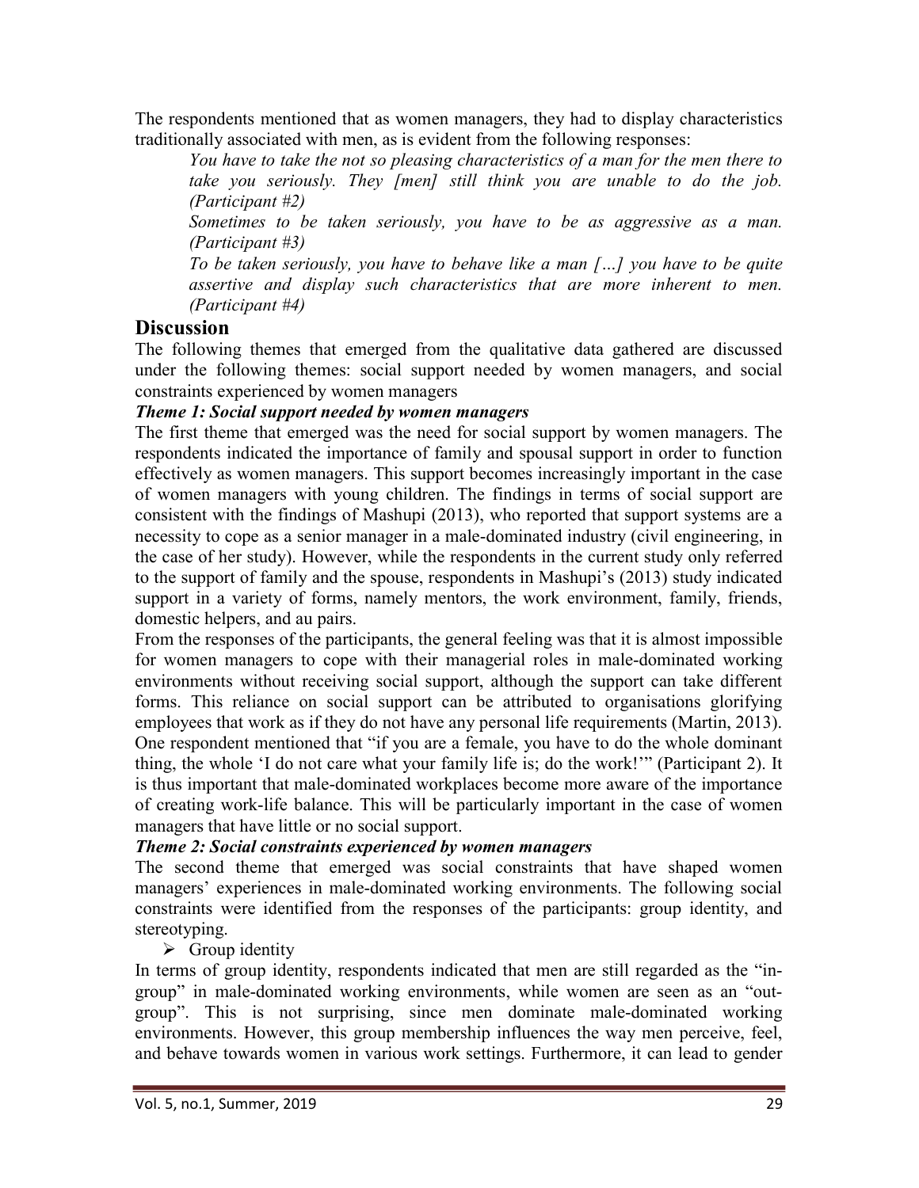The respondents mentioned that as women managers, they had to display characteristics traditionally associated with men, as is evident from the following responses:

> *You have to take the not so pleasing characteristics of a man for the men there to take you seriously. They [men] still think you are unable to do the job. (Participant #2)*
>
> *Sometimes to be taken seriously, you have to be as aggressive as a man. (Participant #3)*
>
> *To be taken seriously, you have to behave like a man […] you have to be quite assertive and display such characteristics that are more inherent to men. (Participant #4)*

## Discussion

The following themes that emerged from the qualitative data gathered are discussed under the following themes: social support needed by women managers, and social constraints experienced by women managers

***Theme 1: Social support needed by women managers***

The first theme that emerged was the need for social support by women managers. The respondents indicated the importance of family and spousal support in order to function effectively as women managers. This support becomes increasingly important in the case of women managers with young children. The findings in terms of social support are consistent with the findings of Mashupi (2013), who reported that support systems are a necessity to cope as a senior manager in a male-dominated industry (civil engineering, in the case of her study). However, while the respondents in the current study only referred to the support of family and the spouse, respondents in Mashupi's (2013) study indicated support in a variety of forms, namely mentors, the work environment, family, friends, domestic helpers, and au pairs.

From the responses of the participants, the general feeling was that it is almost impossible for women managers to cope with their managerial roles in male-dominated working environments without receiving social support, although the support can take different forms. This reliance on social support can be attributed to organisations glorifying employees that work as if they do not have any personal life requirements (Martin, 2013). One respondent mentioned that "if you are a female, you have to do the whole dominant thing, the whole 'I do not care what your family life is; do the work!'" (Participant 2). It is thus important that male-dominated workplaces become more aware of the importance of creating work-life balance. This will be particularly important in the case of women managers that have little or no social support.

***Theme 2: Social constraints experienced by women managers***

The second theme that emerged was social constraints that have shaped women managers' experiences in male-dominated working environments. The following social constraints were identified from the responses of the participants: group identity, and stereotyping.

- Group identity

In terms of group identity, respondents indicated that men are still regarded as the "in-group" in male-dominated working environments, while women are seen as an "out-group". This is not surprising, since men dominate male-dominated working environments. However, this group membership influences the way men perceive, feel, and behave towards women in various work settings. Furthermore, it can lead to gender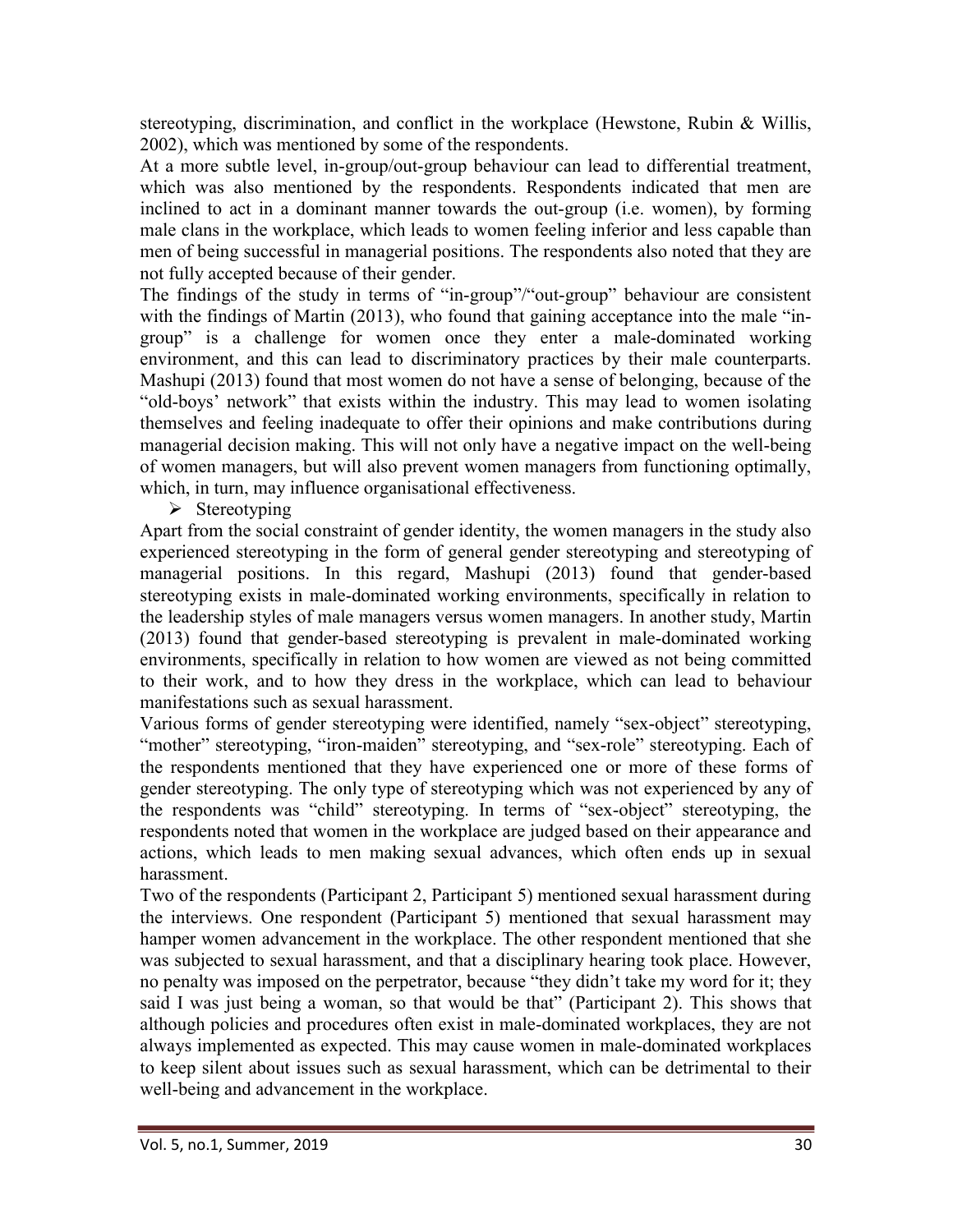stereotyping, discrimination, and conflict in the workplace (Hewstone, Rubin & Willis, 2002), which was mentioned by some of the respondents.

At a more subtle level, in-group/out-group behaviour can lead to differential treatment, which was also mentioned by the respondents. Respondents indicated that men are inclined to act in a dominant manner towards the out-group (i.e. women), by forming male clans in the workplace, which leads to women feeling inferior and less capable than men of being successful in managerial positions. The respondents also noted that they are not fully accepted because of their gender.

The findings of the study in terms of "in-group"/"out-group" behaviour are consistent with the findings of Martin (2013), who found that gaining acceptance into the male "in-group" is a challenge for women once they enter a male-dominated working environment, and this can lead to discriminatory practices by their male counterparts. Mashupi (2013) found that most women do not have a sense of belonging, because of the "old-boys' network" that exists within the industry. This may lead to women isolating themselves and feeling inadequate to offer their opinions and make contributions during managerial decision making. This will not only have a negative impact on the well-being of women managers, but will also prevent women managers from functioning optimally, which, in turn, may influence organisational effectiveness.

- Stereotyping

Apart from the social constraint of gender identity, the women managers in the study also experienced stereotyping in the form of general gender stereotyping and stereotyping of managerial positions. In this regard, Mashupi (2013) found that gender-based stereotyping exists in male-dominated working environments, specifically in relation to the leadership styles of male managers versus women managers. In another study, Martin (2013) found that gender-based stereotyping is prevalent in male-dominated working environments, specifically in relation to how women are viewed as not being committed to their work, and to how they dress in the workplace, which can lead to behaviour manifestations such as sexual harassment.

Various forms of gender stereotyping were identified, namely "sex-object" stereotyping, "mother" stereotyping, "iron-maiden" stereotyping, and "sex-role" stereotyping. Each of the respondents mentioned that they have experienced one or more of these forms of gender stereotyping. The only type of stereotyping which was not experienced by any of the respondents was "child" stereotyping. In terms of "sex-object" stereotyping, the respondents noted that women in the workplace are judged based on their appearance and actions, which leads to men making sexual advances, which often ends up in sexual harassment.

Two of the respondents (Participant 2, Participant 5) mentioned sexual harassment during the interviews. One respondent (Participant 5) mentioned that sexual harassment may hamper women advancement in the workplace. The other respondent mentioned that she was subjected to sexual harassment, and that a disciplinary hearing took place. However, no penalty was imposed on the perpetrator, because "they didn't take my word for it; they said I was just being a woman, so that would be that" (Participant 2). This shows that although policies and procedures often exist in male-dominated workplaces, they are not always implemented as expected. This may cause women in male-dominated workplaces to keep silent about issues such as sexual harassment, which can be detrimental to their well-being and advancement in the workplace.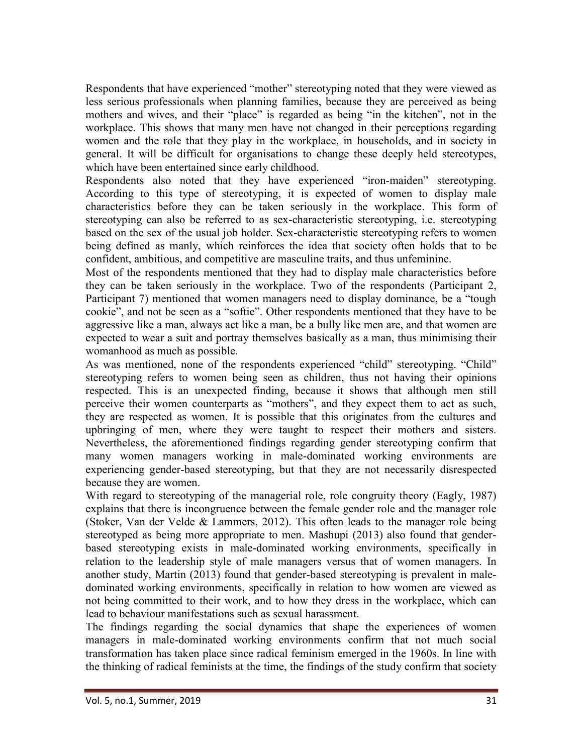Respondents that have experienced "mother" stereotyping noted that they were viewed as less serious professionals when planning families, because they are perceived as being mothers and wives, and their "place" is regarded as being "in the kitchen", not in the workplace. This shows that many men have not changed in their perceptions regarding women and the role that they play in the workplace, in households, and in society in general. It will be difficult for organisations to change these deeply held stereotypes, which have been entertained since early childhood.

Respondents also noted that they have experienced "iron-maiden" stereotyping. According to this type of stereotyping, it is expected of women to display male characteristics before they can be taken seriously in the workplace. This form of stereotyping can also be referred to as sex-characteristic stereotyping, i.e. stereotyping based on the sex of the usual job holder. Sex-characteristic stereotyping refers to women being defined as manly, which reinforces the idea that society often holds that to be confident, ambitious, and competitive are masculine traits, and thus unfeminine.

Most of the respondents mentioned that they had to display male characteristics before they can be taken seriously in the workplace. Two of the respondents (Participant 2, Participant 7) mentioned that women managers need to display dominance, be a "tough cookie", and not be seen as a "softie". Other respondents mentioned that they have to be aggressive like a man, always act like a man, be a bully like men are, and that women are expected to wear a suit and portray themselves basically as a man, thus minimising their womanhood as much as possible.

As was mentioned, none of the respondents experienced "child" stereotyping. "Child" stereotyping refers to women being seen as children, thus not having their opinions respected. This is an unexpected finding, because it shows that although men still perceive their women counterparts as "mothers", and they expect them to act as such, they are respected as women. It is possible that this originates from the cultures and upbringing of men, where they were taught to respect their mothers and sisters. Nevertheless, the aforementioned findings regarding gender stereotyping confirm that many women managers working in male-dominated working environments are experiencing gender-based stereotyping, but that they are not necessarily disrespected because they are women.

With regard to stereotyping of the managerial role, role congruity theory (Eagly, 1987) explains that there is incongruence between the female gender role and the manager role (Stoker, Van der Velde & Lammers, 2012). This often leads to the manager role being stereotyped as being more appropriate to men. Mashupi (2013) also found that gender-based stereotyping exists in male-dominated working environments, specifically in relation to the leadership style of male managers versus that of women managers. In another study, Martin (2013) found that gender-based stereotyping is prevalent in male-dominated working environments, specifically in relation to how women are viewed as not being committed to their work, and to how they dress in the workplace, which can lead to behaviour manifestations such as sexual harassment.

The findings regarding the social dynamics that shape the experiences of women managers in male-dominated working environments confirm that not much social transformation has taken place since radical feminism emerged in the 1960s. In line with the thinking of radical feminists at the time, the findings of the study confirm that society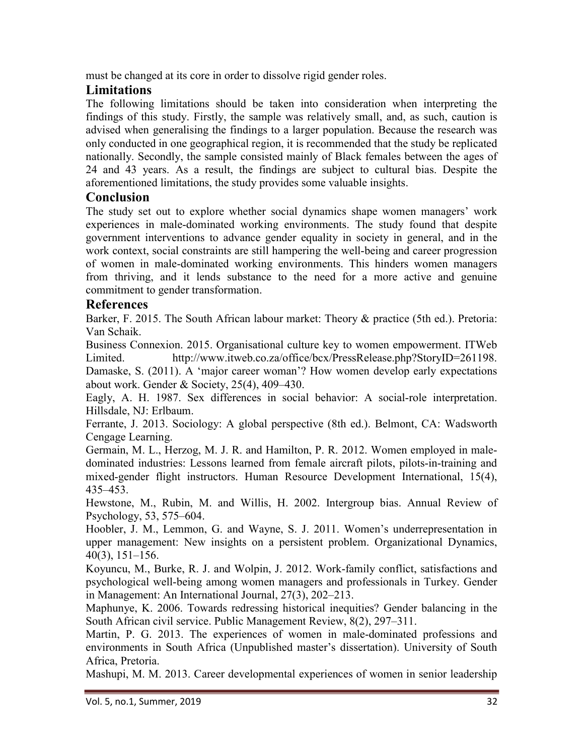must be changed at its core in order to dissolve rigid gender roles.

## Limitations

The following limitations should be taken into consideration when interpreting the findings of this study. Firstly, the sample was relatively small, and, as such, caution is advised when generalising the findings to a larger population. Because the research was only conducted in one geographical region, it is recommended that the study be replicated nationally. Secondly, the sample consisted mainly of Black females between the ages of 24 and 43 years. As a result, the findings are subject to cultural bias. Despite the aforementioned limitations, the study provides some valuable insights.

## Conclusion

The study set out to explore whether social dynamics shape women managers' work experiences in male-dominated working environments. The study found that despite government interventions to advance gender equality in society in general, and in the work context, social constraints are still hampering the well-being and career progression of women in male-dominated working environments. This hinders women managers from thriving, and it lends substance to the need for a more active and genuine commitment to gender transformation.

## References

Barker, F. 2015. The South African labour market: Theory & practice (5th ed.). Pretoria: Van Schaik.

Business Connexion. 2015. Organisational culture key to women empowerment. ITWeb Limited. http://www.itweb.co.za/office/bcx/PressRelease.php?StoryID=261198.

Damaske, S. (2011). A 'major career woman'? How women develop early expectations about work. Gender & Society, 25(4), 409–430.

Eagly, A. H. 1987. Sex differences in social behavior: A social-role interpretation. Hillsdale, NJ: Erlbaum.

Ferrante, J. 2013. Sociology: A global perspective (8th ed.). Belmont, CA: Wadsworth Cengage Learning.

Germain, M. L., Herzog, M. J. R. and Hamilton, P. R. 2012. Women employed in male-dominated industries: Lessons learned from female aircraft pilots, pilots-in-training and mixed-gender flight instructors. Human Resource Development International, 15(4), 435–453.

Hewstone, M., Rubin, M. and Willis, H. 2002. Intergroup bias. Annual Review of Psychology, 53, 575–604.

Hoobler, J. M., Lemmon, G. and Wayne, S. J. 2011. Women's underrepresentation in upper management: New insights on a persistent problem. Organizational Dynamics, 40(3), 151–156.

Koyuncu, M., Burke, R. J. and Wolpin, J. 2012. Work-family conflict, satisfactions and psychological well-being among women managers and professionals in Turkey. Gender in Management: An International Journal, 27(3), 202–213.

Maphunye, K. 2006. Towards redressing historical inequities? Gender balancing in the South African civil service. Public Management Review, 8(2), 297–311.

Martin, P. G. 2013. The experiences of women in male-dominated professions and environments in South Africa (Unpublished master's dissertation). University of South Africa, Pretoria.

Mashupi, M. M. 2013. Career developmental experiences of women in senior leadership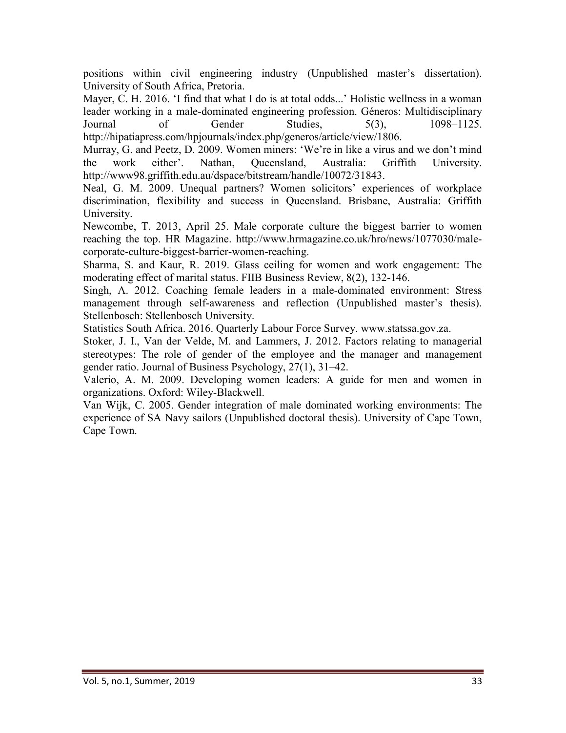positions within civil engineering industry (Unpublished master's dissertation). University of South Africa, Pretoria.

Mayer, C. H. 2016. 'I find that what I do is at total odds...' Holistic wellness in a woman leader working in a male-dominated engineering profession. Géneros: Multidisciplinary Journal of Gender Studies, 5(3), 1098–1125. http://hipatiapress.com/hpjournals/index.php/generos/article/view/1806.

Murray, G. and Peetz, D. 2009. Women miners: 'We're in like a virus and we don't mind the work either'. Nathan, Queensland, Australia: Griffith University. http://www98.griffith.edu.au/dspace/bitstream/handle/10072/31843.

Neal, G. M. 2009. Unequal partners? Women solicitors' experiences of workplace discrimination, flexibility and success in Queensland. Brisbane, Australia: Griffith University.

Newcombe, T. 2013, April 25. Male corporate culture the biggest barrier to women reaching the top. HR Magazine. http://www.hrmagazine.co.uk/hro/news/1077030/male-corporate-culture-biggest-barrier-women-reaching.

Sharma, S. and Kaur, R. 2019. Glass ceiling for women and work engagement: The moderating effect of marital status. FIIB Business Review, 8(2), 132-146.

Singh, A. 2012. Coaching female leaders in a male-dominated environment: Stress management through self-awareness and reflection (Unpublished master's thesis). Stellenbosch: Stellenbosch University.

Statistics South Africa. 2016. Quarterly Labour Force Survey. www.statssa.gov.za.

Stoker, J. I., Van der Velde, M. and Lammers, J. 2012. Factors relating to managerial stereotypes: The role of gender of the employee and the manager and management gender ratio. Journal of Business Psychology, 27(1), 31–42.

Valerio, A. M. 2009. Developing women leaders: A guide for men and women in organizations. Oxford: Wiley-Blackwell.

Van Wijk, C. 2005. Gender integration of male dominated working environments: The experience of SA Navy sailors (Unpublished doctoral thesis). University of Cape Town, Cape Town.